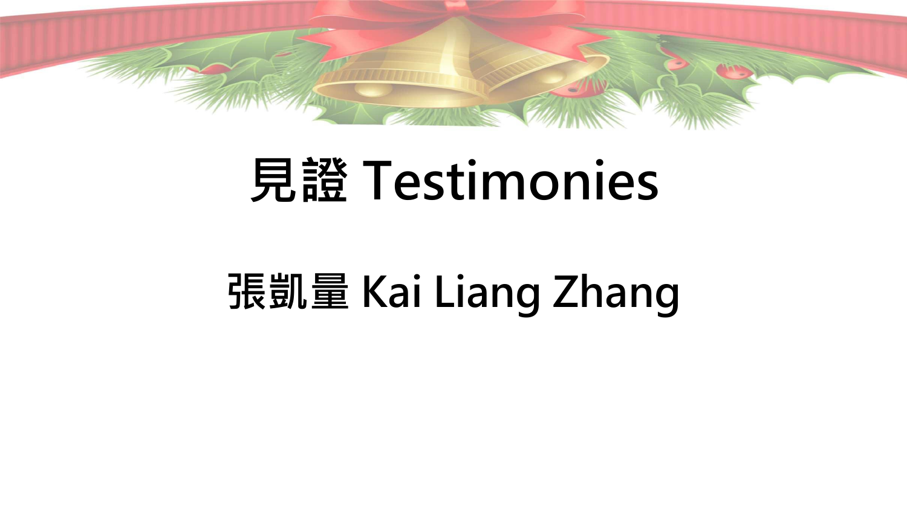# 見證 Testimonies

## 張凱量 Kai Liang Zhang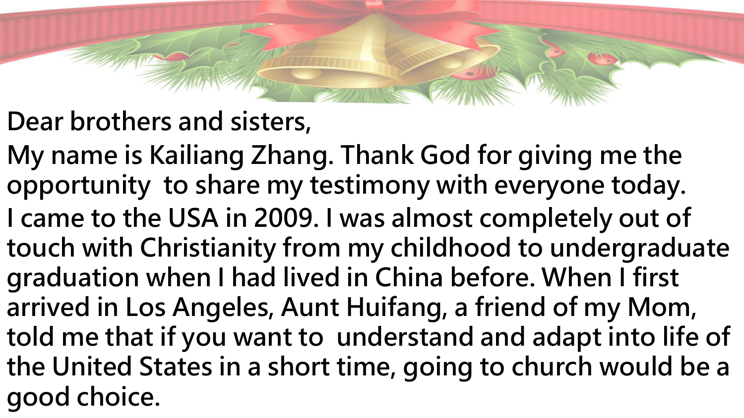Dear brothers and sisters,

My name is Kailiang Zhang. Thank God for giving me the opportunity to share my testimony with everyone today.

I came to the USA in 2009. I was almost completely out of touch with Christianity from my childhood to undergraduate graduation when I had lived in China before. When I first arrived in Los Angeles, Aunt Huifang, a friend of my Mom, told me that if you want to understand and adapt into life of the United States in a short time, going to church would be a good choice.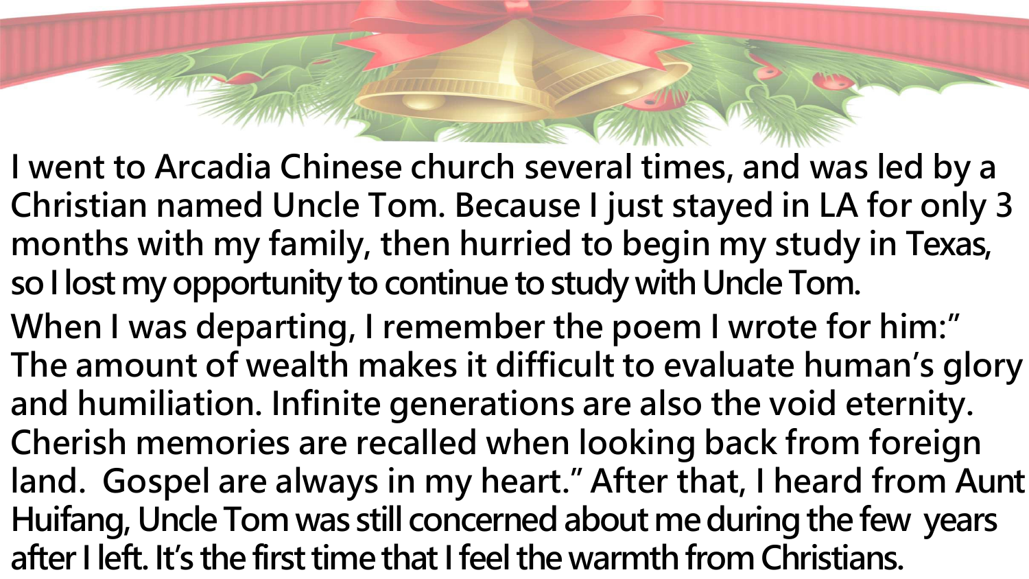I went to Arcadia Chinese church several times, and was led by a Christian named Uncle Tom. Because I just stayed in LA for only 3 months with my family, then hurried to begin my study in Texas, so I lost my opportunity to continue to study with Uncle Tom.

When I was departing, I remember the poem I wrote for him:" The amount of wealth makes it difficult to evaluate human's glory and humiliation. Infinite generations are also the void eternity. Cherish memories are recalled when looking back from foreign land. Gospel are always in my heart." After that, I heard from Aunt Huifang, Uncle Tom was still concerned about me during the few years after I left. It's the first time that I feel the warmth from Christians.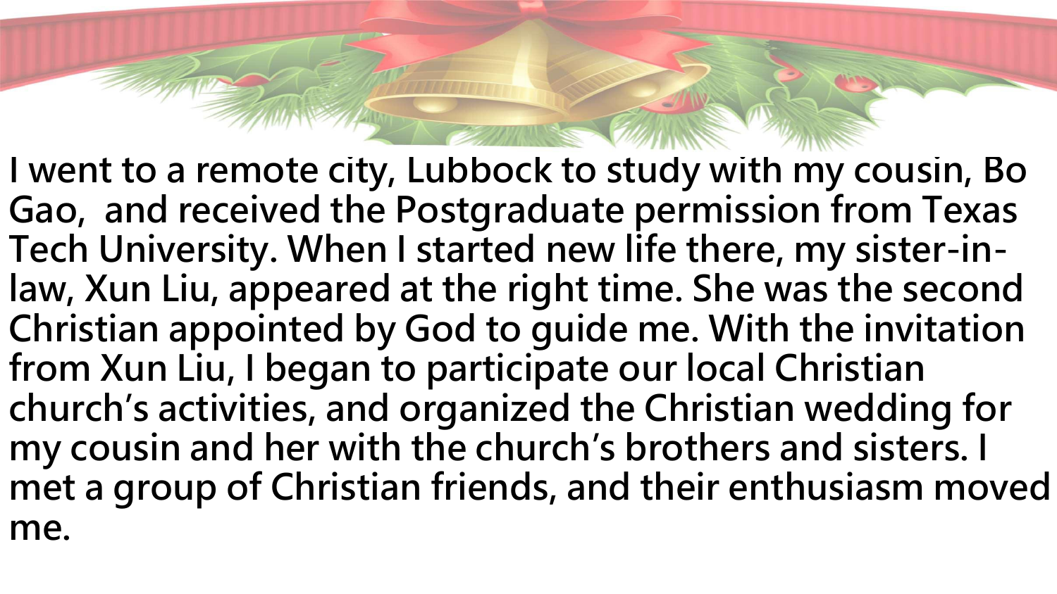I went to a remote city, Lubbock to study with my cousin, Bo Gao, and received the Postgraduate permission from Texas Tech University. When I started new life there, my sister-in-law, Xun Liu, appeared at the right time. She was the second Christian appointed by God to guide me. With the invitation from Xun Liu, I began to participate our local Christian church's activities, and organized the Christian wedding for my cousin and her with the church's brothers and sisters. I met a group of Christian friends, and their enthusiasm moved me.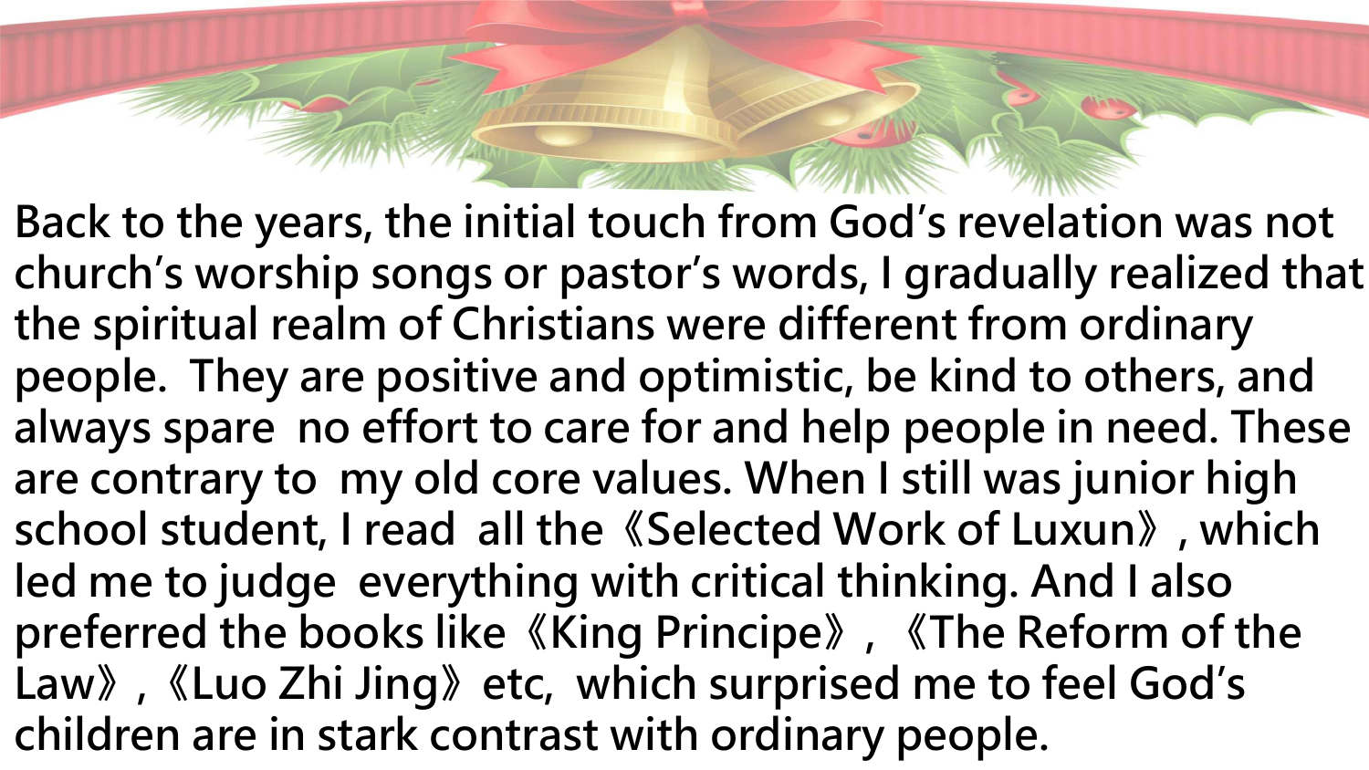Back to the years, the initial touch from God's revelation was not church's worship songs or pastor's words, I gradually realized that the spiritual realm of Christians were different from ordinary people. They are positive and optimistic, be kind to others, and always spare no effort to care for and help people in need. These are contrary to my old core values. When I still was junior high school student, I read all the《Selected Work of Luxun》, which led me to judge everything with critical thinking. And I also preferred the books like《King Principe》,《The Reform of the Law》,《Luo Zhi Jing》etc, which surprised me to feel God's children are in stark contrast with ordinary people.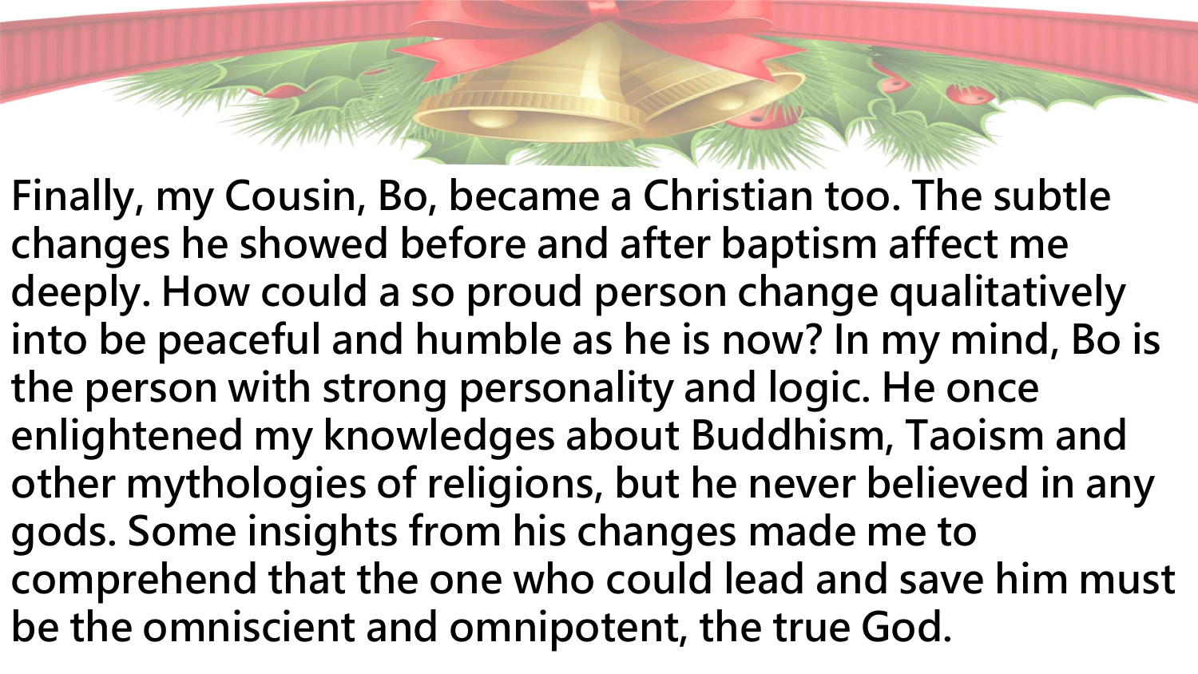Finally, my Cousin, Bo, became a Christian too. The subtle changes he showed before and after baptism affect me deeply. How could a so proud person change qualitatively into be peaceful and humble as he is now? In my mind, Bo is the person with strong personality and logic. He once enlightened my knowledges about Buddhism, Taoism and other mythologies of religions, but he never believed in any gods. Some insights from his changes made me to comprehend that the one who could lead and save him must be the omniscient and omnipotent, the true God.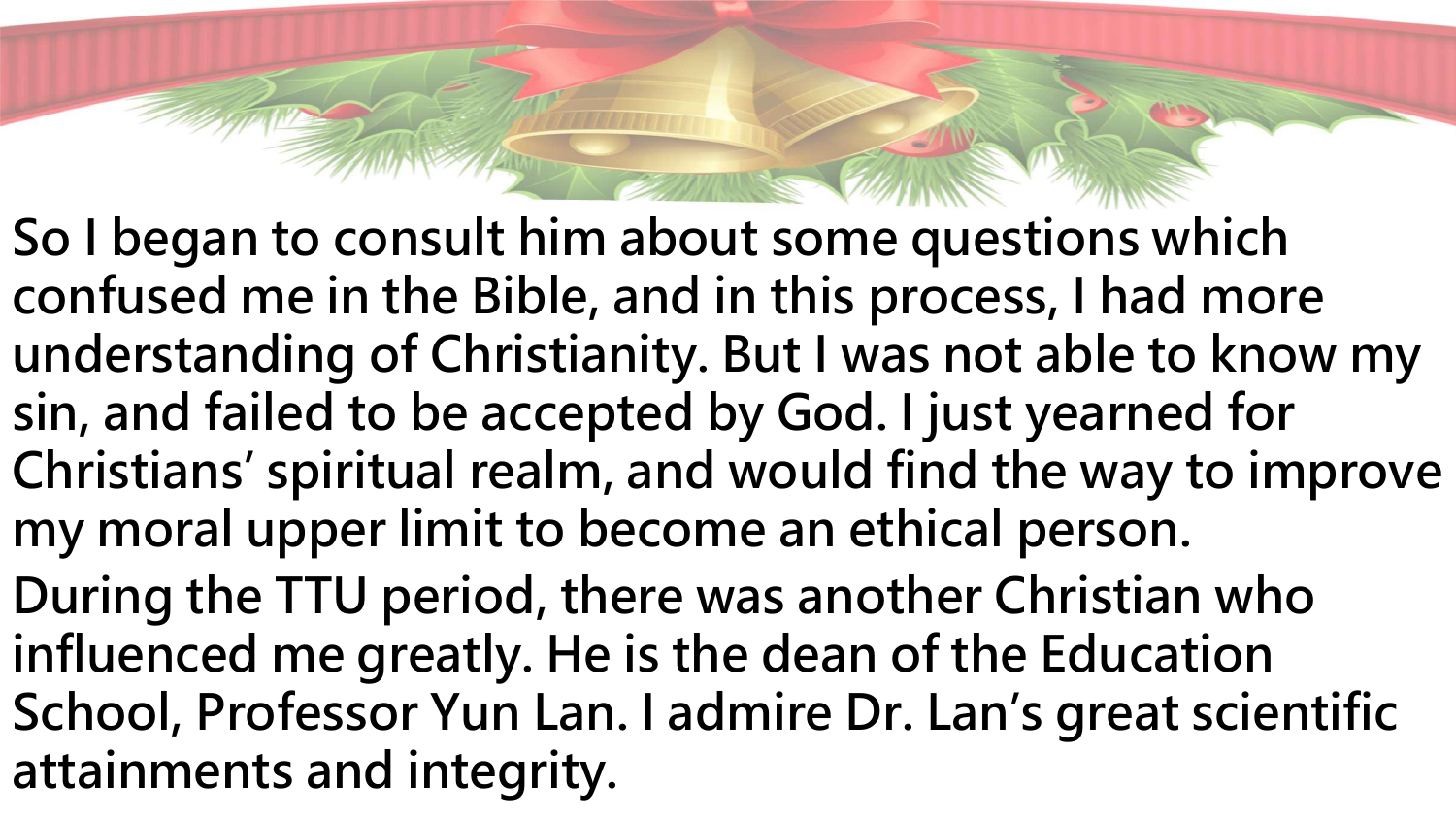So I began to consult him about some questions which confused me in the Bible, and in this process, I had more understanding of Christianity. But I was not able to know my sin, and failed to be accepted by God. I just yearned for Christians' spiritual realm, and would find the way to improve my moral upper limit to become an ethical person.

During the TTU period, there was another Christian who influenced me greatly. He is the dean of the Education School, Professor Yun Lan. I admire Dr. Lan's great scientific attainments and integrity.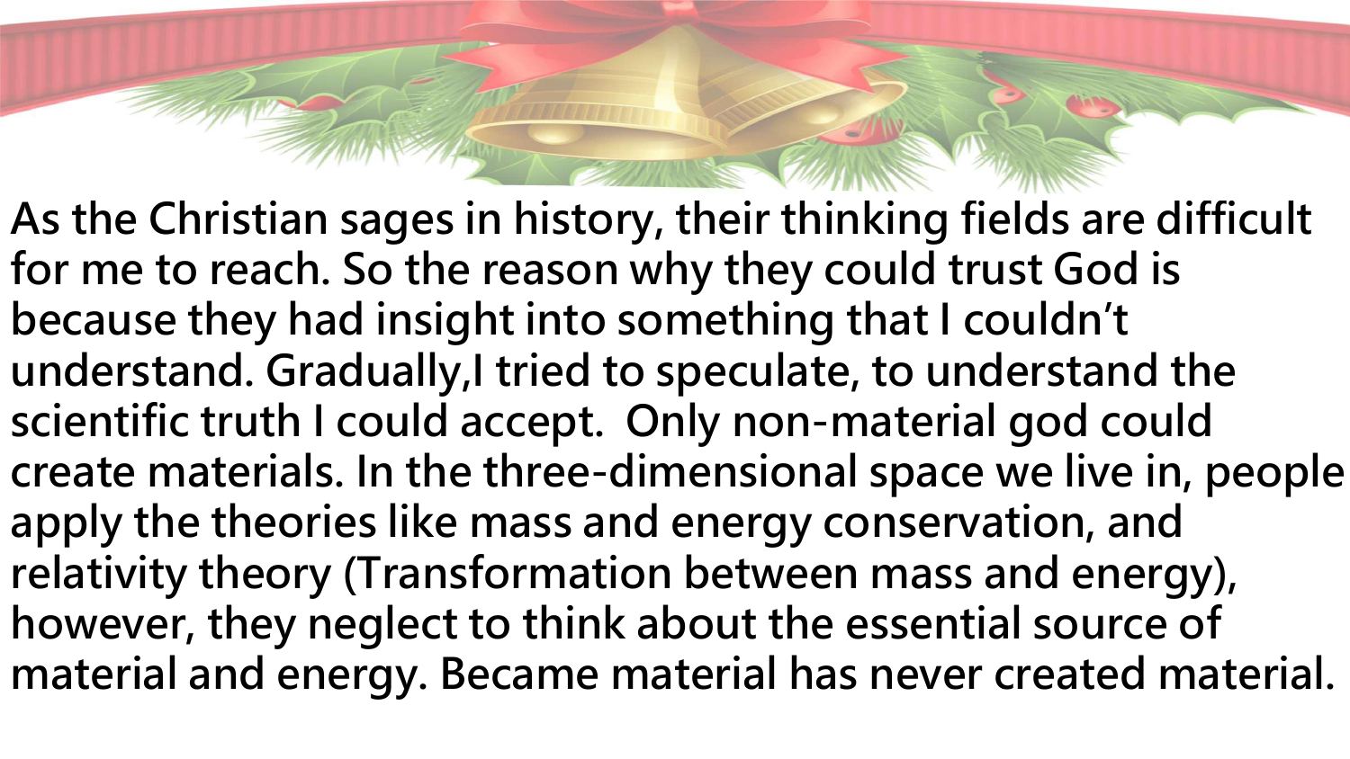**As the Christian sages in history, their thinking fields are difficult for me to reach. So the reason why they could trust God is because they had insight into something that I couldn't understand. Gradually,I tried to speculate, to understand the scientific truth I could accept.  Only non-material god could create materials. In the three-dimensional space we live in, people apply the theories like mass and energy conservation, and relativity theory (Transformation between mass and energy), however, they neglect to think about the essential source of material and energy. Became material has never created material.**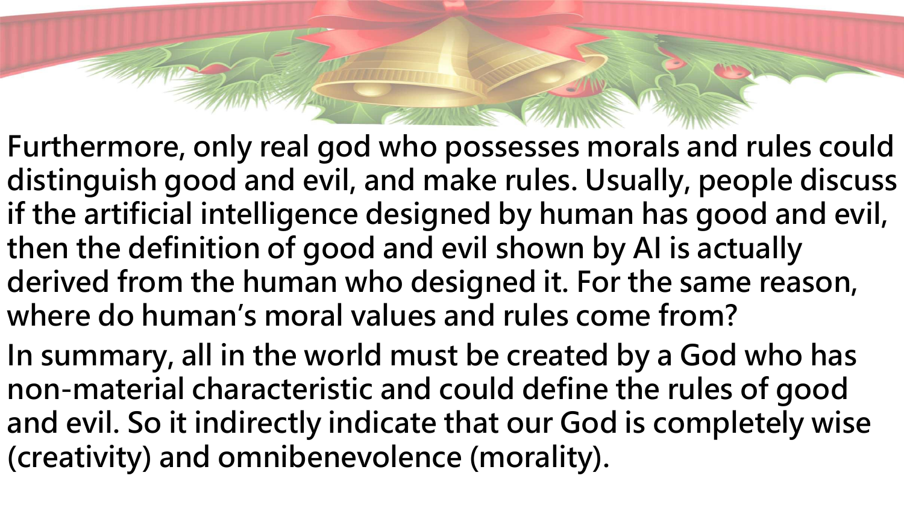Furthermore, only real god who possesses morals and rules could distinguish good and evil, and make rules. Usually, people discuss if the artificial intelligence designed by human has good and evil, then the definition of good and evil shown by AI is actually derived from the human who designed it. For the same reason, where do human's moral values and rules come from?

In summary, all in the world must be created by a God who has non-material characteristic and could define the rules of good and evil. So it indirectly indicate that our God is completely wise (creativity) and omnibenevolence (morality).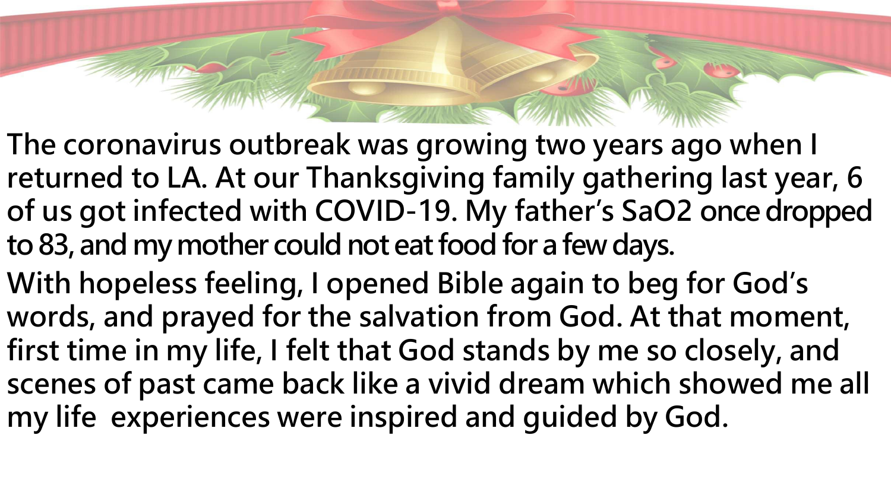The coronavirus outbreak was growing two years ago when I returned to LA. At our Thanksgiving family gathering last year, 6 of us got infected with COVID-19. My father's SaO2 once dropped to 83, and my mother could not eat food for a few days.

With hopeless feeling, I opened Bible again to beg for God's words, and prayed for the salvation from God. At that moment, first time in my life, I felt that God stands by me so closely, and scenes of past came back like a vivid dream which showed me all my life experiences were inspired and guided by God.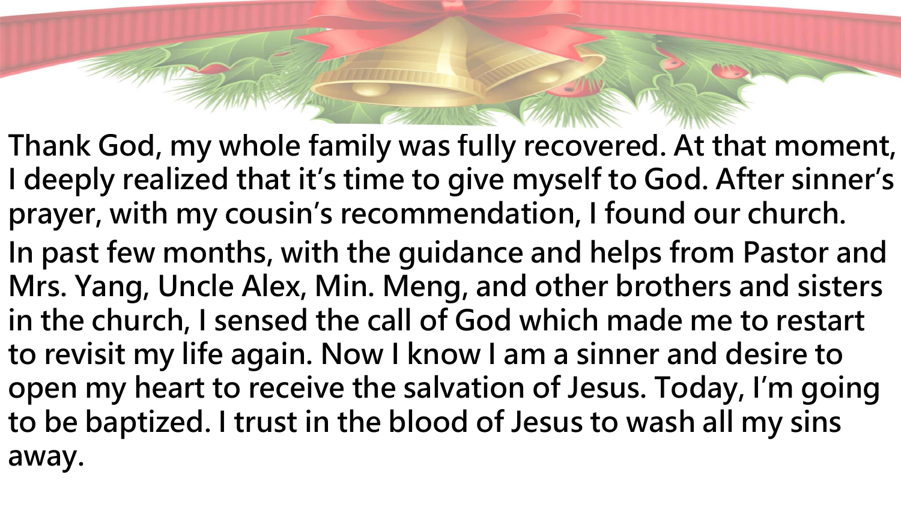**Thank God, my whole family was fully recovered. At that moment, I deeply realized that it's time to give myself to God. After sinner's prayer, with my cousin's recommendation, I found our church.**

**In past few months, with the guidance and helps from Pastor and Mrs. Yang, Uncle Alex, Min. Meng, and other brothers and sisters in the church, I sensed the call of God which made me to restart to revisit my life again. Now I know I am a sinner and desire to open my heart to receive the salvation of Jesus. Today, I'm going to be baptized. I trust in the blood of Jesus to wash all my sins away.**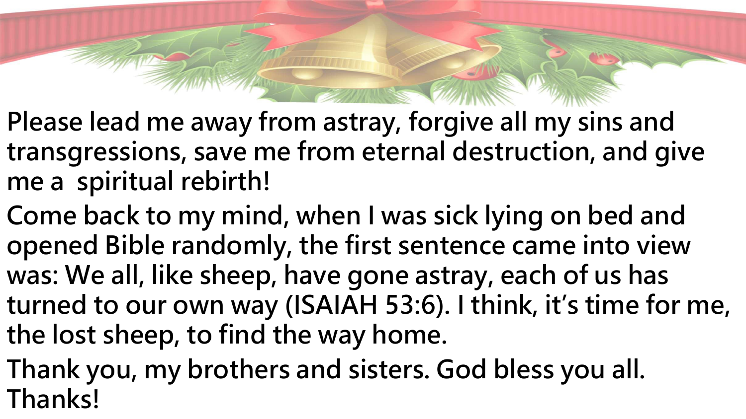Please lead me away from astray, forgive all my sins and transgressions, save me from eternal destruction, and give me a spiritual rebirth!

Come back to my mind, when I was sick lying on bed and opened Bible randomly, the first sentence came into view was: We all, like sheep, have gone astray, each of us has turned to our own way (ISAIAH 53:6). I think, it's time for me, the lost sheep, to find the way home.

Thank you, my brothers and sisters. God bless you all. Thanks!